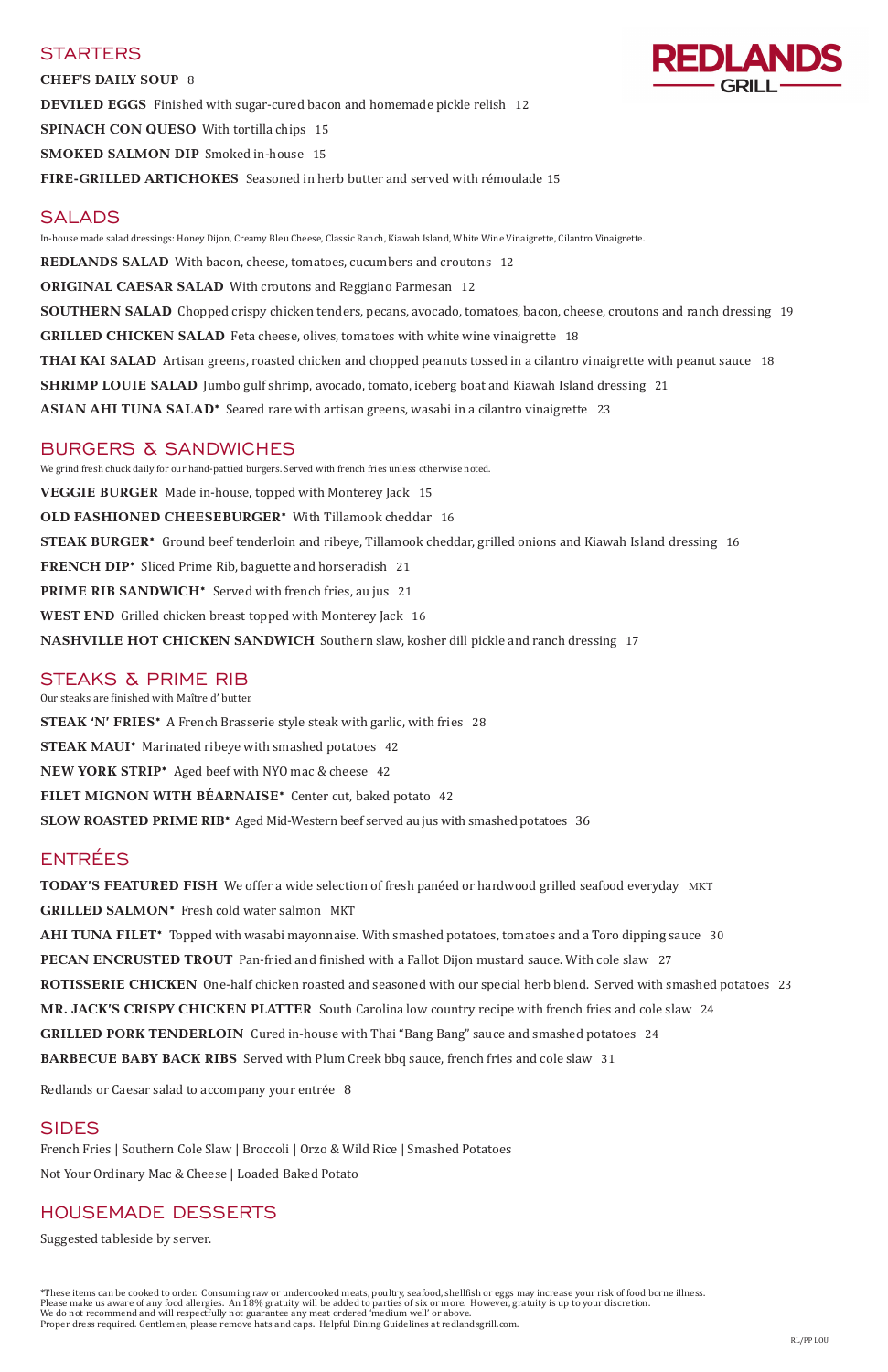# REDLANDS GRILL

## STARTERS

**CHEF'S DAILY SOUP** 8

**DEVILED EGGS** Finished with sugar-cured bacon and homemade pickle relish 12

**SPINACH CON QUESO** With tortilla chips 15

**SMOKED SALMON DIP** Smoked in-house 15

**FIRE-GRILLED ARTICHOKES** Seasoned in herb butter and served with rémoulade 15

## SALADS

In-house made salad dressings: Honey Dijon, Creamy Bleu Cheese, Classic Ranch, Kiawah Island, White Wine Vinaigrette, Cilantro Vinaigrette.

**REDLANDS SALAD** With bacon, cheese, tomatoes, cucumbers and croutons 12

**ORIGINAL CAESAR SALAD** With croutons and Reggiano Parmesan 12

**SOUTHERN SALAD** Chopped crispy chicken tenders, pecans, avocado, tomatoes, bacon, cheese, croutons and ranch dressing 19

**GRILLED CHICKEN SALAD** Feta cheese, olives, tomatoes with white wine vinaigrette 18

**THAI KAI SALAD** Artisan greens, roasted chicken and chopped peanuts tossed in a cilantro vinaigrette with peanut sauce 18

**SHRIMP LOUIE SALAD** Jumbo gulf shrimp, avocado, tomato, iceberg boat and Kiawah Island dressing 21

**ASIAN AHI TUNA SALAD*** Seared rare with artisan greens, wasabi in a cilantro vinaigrette 23

## BURGERS & SANDWICHES

We grind fresh chuck daily for our hand-pattied burgers. Served with french fries unless otherwise noted.

**VEGGIE BURGER** Made in-house, topped with Monterey Jack 15

**OLD FASHIONED CHEESEBURGER*** With Tillamook cheddar 16

**STEAK BURGER*** Ground beef tenderloin and ribeye, Tillamook cheddar, grilled onions and Kiawah Island dressing 16

**FRENCH DIP*** Sliced Prime Rib, baguette and horseradish 21

**PRIME RIB SANDWICH*** Served with french fries, au jus 21

**WEST END** Grilled chicken breast topped with Monterey Jack 16

**NASHVILLE HOT CHICKEN SANDWICH** Southern slaw, kosher dill pickle and ranch dressing 17

## STEAKS & PRIME RIB

Our steaks are finished with Maître d' butter.

**STEAK 'N' FRIES*** A French Brasserie style steak with garlic, with fries 28

**STEAK MAUI*** Marinated ribeye with smashed potatoes 42

**NEW YORK STRIP*** Aged beef with NYO mac & cheese 42

**FILET MIGNON WITH BÉARNAISE*** Center cut, baked potato 42

**SLOW ROASTED PRIME RIB*** Aged Mid-Western beef served au jus with smashed potatoes 36

## ENTRÉES

**TODAY'S FEATURED FISH** We offer a wide selection of fresh panéed or hardwood grilled seafood everyday MKT

**GRILLED SALMON*** Fresh cold water salmon MKT

**AHI TUNA FILET*** Topped with wasabi mayonnaise. With smashed potatoes, tomatoes and a Toro dipping sauce 30

**PECAN ENCRUSTED TROUT** Pan-fried and finished with a Fallot Dijon mustard sauce. With cole slaw 27

**ROTISSERIE CHICKEN** One-half chicken roasted and seasoned with our special herb blend. Served with smashed potatoes 23

**MR. JACK'S CRISPY CHICKEN PLATTER** South Carolina low country recipe with french fries and cole slaw 24

**GRILLED PORK TENDERLOIN** Cured in-house with Thai "Bang Bang" sauce and smashed potatoes 24

**BARBECUE BABY BACK RIBS** Served with Plum Creek bbq sauce, french fries and cole slaw 31

Redlands or Caesar salad to accompany your entrée 8

## SIDES

French Fries | Southern Cole Slaw | Broccoli | Orzo & Wild Rice | Smashed Potatoes

Not Your Ordinary Mac & Cheese | Loaded Baked Potato

## HOUSEMADE DESSERTS

Suggested tableside by server.

*These items can be cooked to order. Consuming raw or undercooked meats, poultry, seafood, shellfish or eggs may increase your risk of food borne illness.
Please make us aware of any food allergies. An 18% gratuity will be added to parties of six or more. However, gratuity is up to your discretion.
We do not recommend and will respectfully not guarantee any meat ordered 'medium well' or above.
Proper dress required. Gentlemen, please remove hats and caps. Helpful Dining Guidelines at redlandsgrill.com.

RL/PP LOU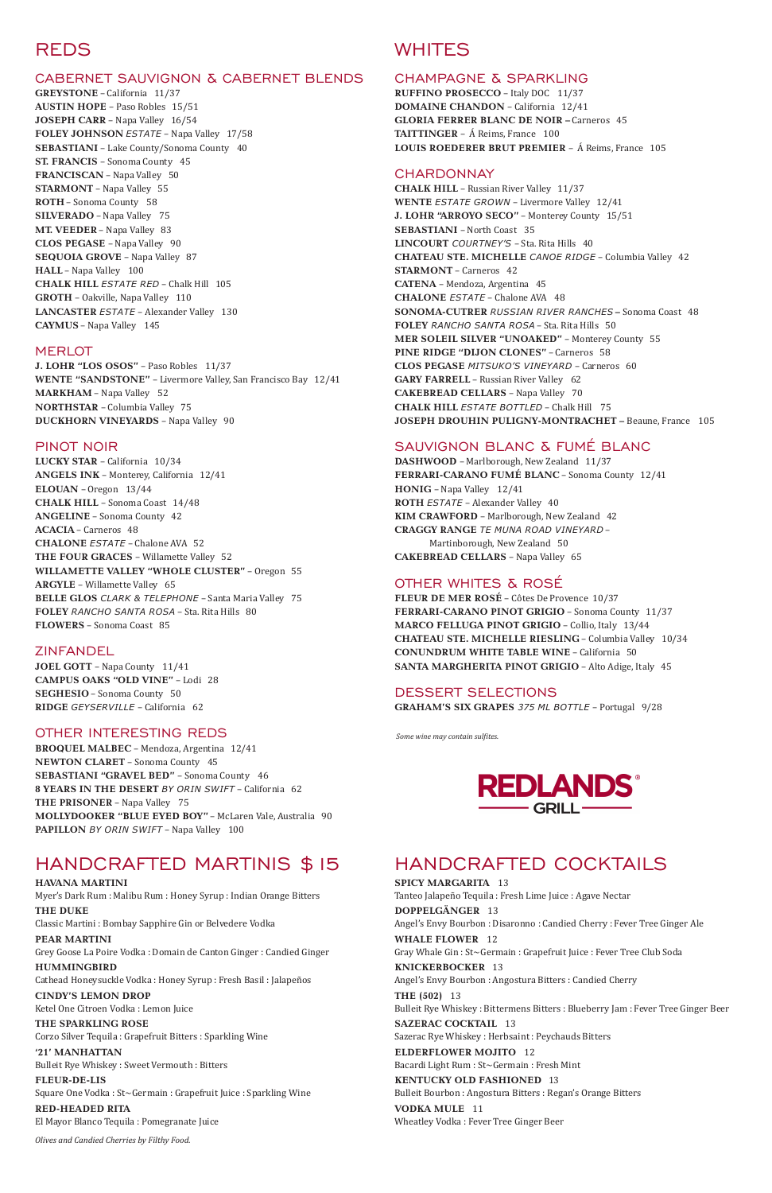# REDS

## CABERNET SAUVIGNON & CABERNET BLENDS

**GREYSTONE** – California 11/37
**AUSTIN HOPE** – Paso Robles 15/51
**JOSEPH CARR** – Napa Valley 16/54
**FOLEY JOHNSON** *ESTATE* – Napa Valley 17/58
**SEBASTIANI** – Lake County/Sonoma County 40
**ST. FRANCIS** – Sonoma County 45
**FRANCISCAN** – Napa Valley 50
**STARMONT** – Napa Valley 55
**ROTH** – Sonoma County 58
**SILVERADO** – Napa Valley 75
**MT. VEEDER** – Napa Valley 83
**CLOS PEGASE** – Napa Valley 90
**SEQUOIA GROVE** – Napa Valley 87
**HALL** – Napa Valley 100
**CHALK HILL** *ESTATE RED* – Chalk Hill 105
**GROTH** – Oakville, Napa Valley 110
**LANCASTER** *ESTATE* – Alexander Valley 130
**CAYMUS** – Napa Valley 145

## MERLOT

**J. LOHR "LOS OSOS"** – Paso Robles 11/37
**WENTE "SANDSTONE"** – Livermore Valley, San Francisco Bay 12/41
**MARKHAM** – Napa Valley 52
**NORTHSTAR** – Columbia Valley 75
**DUCKHORN VINEYARDS** – Napa Valley 90

## PINOT NOIR

**LUCKY STAR** – California 10/34
**ANGELS INK** – Monterey, California 12/41
**ELOUAN** – Oregon 13/44
**CHALK HILL** – Sonoma Coast 14/48
**ANGELINE** – Sonoma County 42
**ACACIA** – Carneros 48
**CHALONE** *ESTATE* – Chalone AVA 52
**THE FOUR GRACES** – Willamette Valley 52
**WILLAMETTE VALLEY "WHOLE CLUSTER"** – Oregon 55
**ARGYLE** – Willamette Valley 65
**BELLE GLOS** *CLARK & TELEPHONE* – Santa Maria Valley 75
**FOLEY** *RANCHO SANTA ROSA* – Sta. Rita Hills 80
**FLOWERS** – Sonoma Coast 85

## ZINFANDEL

**JOEL GOTT** – Napa County 11/41
**CAMPUS OAKS "OLD VINE"** – Lodi 28
**SEGHESIO** – Sonoma County 50
**RIDGE** *GEYSERVILLE* – California 62

## OTHER INTERESTING REDS

**BROQUEL MALBEC** – Mendoza, Argentina 12/41
**NEWTON CLARET** – Sonoma County 45
**SEBASTIANI "GRAVEL BED"** – Sonoma County 46
**8 YEARS IN THE DESERT** *BY ORIN SWIFT* – California 62
**THE PRISONER** – Napa Valley 75
**MOLLYDOOKER "BLUE EYED BOY"** – McLaren Vale, Australia 90
**PAPILLON** *BY ORIN SWIFT* – Napa Valley 100

# WHITES

## CHAMPAGNE & SPARKLING

**RUFFINO PROSECCO** – Italy DOC 11/37
**DOMAINE CHANDON** – California 12/41
**GLORIA FERRER BLANC DE NOIR** – Carneros 45
**TAITTINGER** – Á Reims, France 100
**LOUIS ROEDERER BRUT PREMIER** – Á Reims, France 105

## CHARDONNAY

**CHALK HILL** – Russian River Valley 11/37
**WENTE** *ESTATE GROWN* – Livermore Valley 12/41
**J. LOHR "ARROYO SECO"** – Monterey County 15/51
**SEBASTIANI** – North Coast 35
**LINCOURT** *COURTNEY'S* – Sta. Rita Hills 40
**CHATEAU STE. MICHELLE** *CANOE RIDGE* – Columbia Valley 42
**STARMONT** – Carneros 42
**CATENA** – Mendoza, Argentina 45
**CHALONE** *ESTATE* – Chalone AVA 48
**SONOMA-CUTRER** *RUSSIAN RIVER RANCHES* – Sonoma Coast 48
**FOLEY** *RANCHO SANTA ROSA* – Sta. Rita Hills 50
**MER SOLEIL SILVER "UNOAKED"** – Monterey County 55
**PINE RIDGE "DIJON CLONES"** – Carneros 58
**CLOS PEGASE** *MITSUKO'S VINEYARD* – Carneros 60
**GARY FARRELL** – Russian River Valley 62
**CAKEBREAD CELLARS** – Napa Valley 70
**CHALK HILL** *ESTATE BOTTLED* – Chalk Hill 75
**JOSEPH DROUHIN PULIGNY-MONTRACHET** – Beaune, France 105

## SAUVIGNON BLANC & FUMÉ BLANC

**DASHWOOD** – Marlborough, New Zealand 11/37
**FERRARI-CARANO FUMÉ BLANC** – Sonoma County 12/41
**HONIG** – Napa Valley 12/41
**ROTH** *ESTATE* – Alexander Valley 40
**KIM CRAWFORD** – Marlborough, New Zealand 42
**CRAGGY RANGE** *TE MUNA ROAD VINEYARD* – Martinborough, New Zealand 50
**CAKEBREAD CELLARS** – Napa Valley 65

## OTHER WHITES & ROSÉ

**FLEUR DE MER ROSÉ** – Côtes De Provence 10/37
**FERRARI-CARANO PINOT GRIGIO** – Sonoma County 11/37
**MARCO FELLUGA PINOT GRIGIO** – Collio, Italy 13/44
**CHATEAU STE. MICHELLE RIESLING** – Columbia Valley 10/34
**CONUNDRUM WHITE TABLE WINE** – California 50
**SANTA MARGHERITA PINOT GRIGIO** – Alto Adige, Italy 45

## DESSERT SELECTIONS

**GRAHAM'S SIX GRAPES** *375 ML BOTTLE* – Portugal 9/28

*Some wine may contain sulfites.*

REDLANDS® GRILL

# HANDCRAFTED MARTINIS $15

**HAVANA MARTINI**
Myer's Dark Rum : Malibu Rum : Honey Syrup : Indian Orange Bitters

**THE DUKE**
Classic Martini : Bombay Sapphire Gin or Belvedere Vodka

**PEAR MARTINI**
Grey Goose La Poire Vodka : Domain de Canton Ginger : Candied Ginger

**HUMMINGBIRD**
Cathead Honeysuckle Vodka : Honey Syrup : Fresh Basil : Jalapeños

**CINDY'S LEMON DROP**
Ketel One Citroen Vodka : Lemon Juice

**THE SPARKLING ROSE**
Corzo Silver Tequila : Grapefruit Bitters : Sparkling Wine

**'21' MANHATTAN**
Bulleit Rye Whiskey : Sweet Vermouth : Bitters

**FLEUR-DE-LIS**
Square One Vodka : St~Germain : Grapefruit Juice : Sparkling Wine

**RED-HEADED RITA**
El Mayor Blanco Tequila : Pomegranate Juice

*Olives and Candied Cherries by Filthy Food.*

# HANDCRAFTED COCKTAILS

**SPICY MARGARITA** 13
Tanteo Jalapeño Tequila : Fresh Lime Juice : Agave Nectar

**DOPPELGÄNGER** 13
Angel's Envy Bourbon : Disaronno : Candied Cherry : Fever Tree Ginger Ale

**WHALE FLOWER** 12
Gray Whale Gin : St~Germain : Grapefruit Juice : Fever Tree Club Soda

**KNICKERBOCKER** 13
Angel's Envy Bourbon : Angostura Bitters : Candied Cherry

**THE (502)** 13
Bulleit Rye Whiskey : Bittermens Bitters : Blueberry Jam : Fever Tree Ginger Beer

**SAZERAC COCKTAIL** 13
Sazerac Rye Whiskey : Herbsaint : Peychauds Bitters

**ELDERFLOWER MOJITO** 12
Bacardi Light Rum : St~Germain : Fresh Mint

**KENTUCKY OLD FASHIONED** 13
Bulleit Bourbon : Angostura Bitters : Regan's Orange Bitters

**VODKA MULE** 11
Wheatley Vodka : Fever Tree Ginger Beer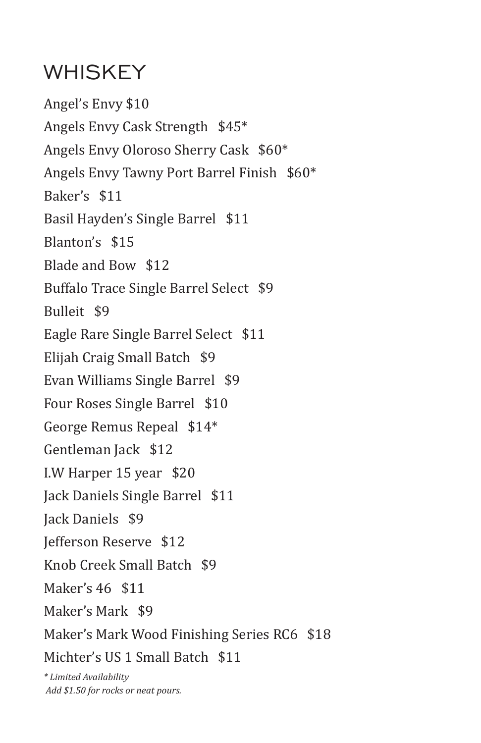# WHISKEY

Angel's Envy $10

Angels Envy Cask Strength $45*

Angels Envy Oloroso Sherry Cask $60*

Angels Envy Tawny Port Barrel Finish $60*

Baker's $11

Basil Hayden's Single Barrel $11

Blanton's $15

Blade and Bow $12

Buffalo Trace Single Barrel Select $9

Bulleit $9

Eagle Rare Single Barrel Select $11

Elijah Craig Small Batch $9

Evan Williams Single Barrel $9

Four Roses Single Barrel $10

George Remus Repeal $14*

Gentleman Jack $12

I.W Harper 15 year $20

Jack Daniels Single Barrel $11

Jack Daniels $9

Jefferson Reserve $12

Knob Creek Small Batch $9

Maker's 46 $11

Maker's Mark $9

Maker's Mark Wood Finishing Series RC6 $18

Michter's US 1 Small Batch $11

*\* Limited Availability*

*Add $1.50 for rocks or neat pours.*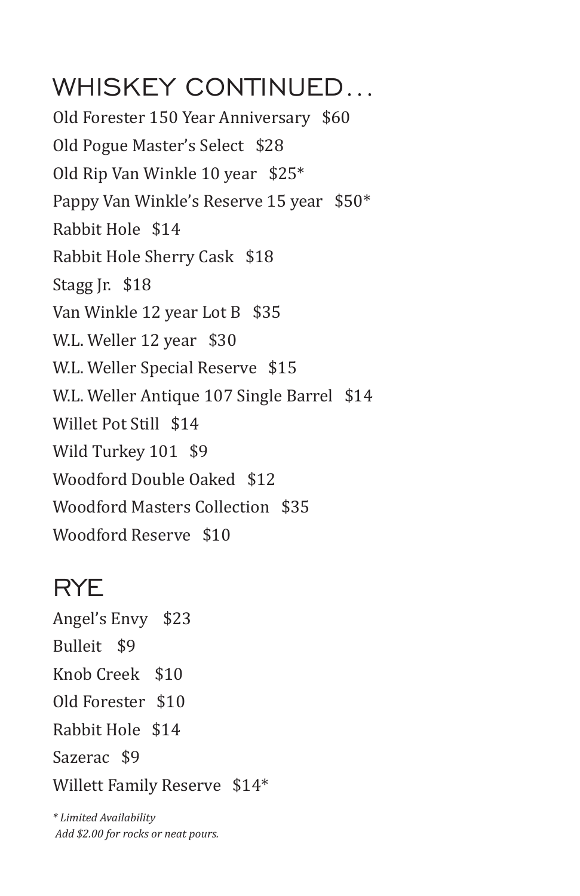## WHISKEY CONTINUED…

Old Forester 150 Year Anniversary   $60

Old Pogue Master's Select   $28

Old Rip Van Winkle 10 year   $25*

Pappy Van Winkle's Reserve 15 year   $50*

Rabbit Hole   $14

Rabbit Hole Sherry Cask   $18

Stagg Jr.   $18

Van Winkle 12 year Lot B   $35

W.L. Weller 12 year   $30

W.L. Weller Special Reserve   $15

W.L. Weller Antique 107 Single Barrel   $14

Willet Pot Still   $14

Wild Turkey 101   $9

Woodford Double Oaked   $12

Woodford Masters Collection   $35

Woodford Reserve   $10

## RYE

Angel's Envy   $23

Bulleit   $9

Knob Creek   $10

Old Forester   $10

Rabbit Hole   $14

Sazerac   $9

Willett Family Reserve   $14*

*\* Limited Availability*

*Add $2.00 for rocks or neat pours.*